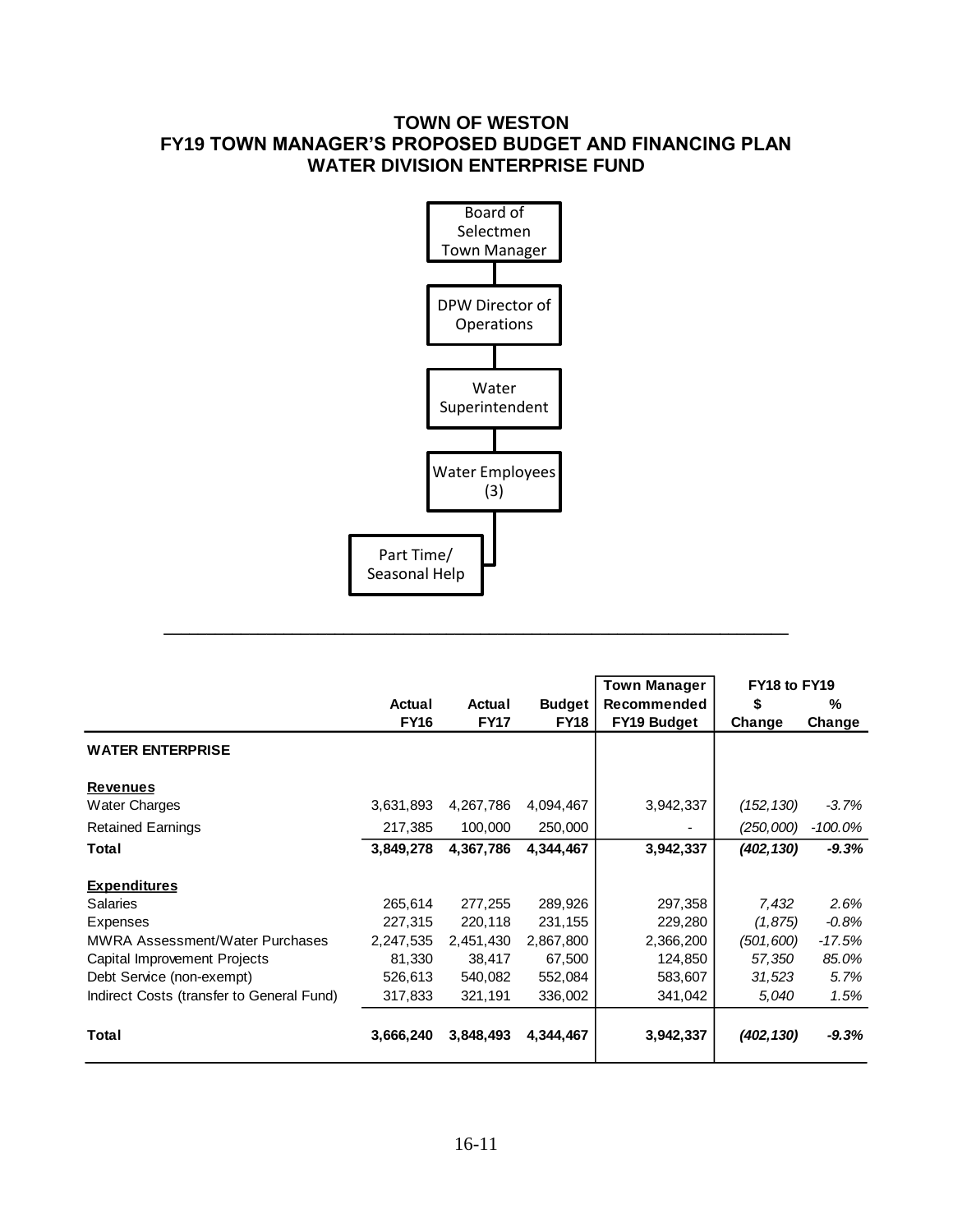# TOWN OF WESTON
## FY19 TOWN MANAGER'S PROPOSED BUDGET AND FINANCING PLAN
## WATER DIVISION ENTERPRISE FUND

Board of Selectmen Town Manager

DPW Director of Operations

Water Superintendent

Water Employees (3)

Part Time/ Seasonal Help

---

| | Actual FY16 | Actual FY17 | Budget FY18 | Town Manager Recommended FY19 Budget | FY18 to FY19 $ Change | FY18 to FY19 % Change |
|---|---|---|---|---|---|---|
| **WATER ENTERPRISE** | | | | | | |
| **Revenues** | | | | | | |
| Water Charges | 3,631,893 | 4,267,786 | 4,094,467 | 3,942,337 | *(152,130)* | *-3.7%* |
| Retained Earnings | 217,385 | 100,000 | 250,000 | - | *(250,000)* | *-100.0%* |
| **Total** | **3,849,278** | **4,367,786** | **4,344,467** | **3,942,337** | ***(402,130)*** | ***-9.3%*** |
| **Expenditures** | | | | | | |
| Salaries | 265,614 | 277,255 | 289,926 | 297,358 | *7,432* | *2.6%* |
| Expenses | 227,315 | 220,118 | 231,155 | 229,280 | *(1,875)* | *-0.8%* |
| MWRA Assessment/Water Purchases | 2,247,535 | 2,451,430 | 2,867,800 | 2,366,200 | *(501,600)* | *-17.5%* |
| Capital Improvement Projects | 81,330 | 38,417 | 67,500 | 124,850 | *57,350* | *85.0%* |
| Debt Service (non-exempt) | 526,613 | 540,082 | 552,084 | 583,607 | *31,523* | *5.7%* |
| Indirect Costs (transfer to General Fund) | 317,833 | 321,191 | 336,002 | 341,042 | *5,040* | *1.5%* |
| **Total** | **3,666,240** | **3,848,493** | **4,344,467** | **3,942,337** | ***(402,130)*** | ***-9.3%*** |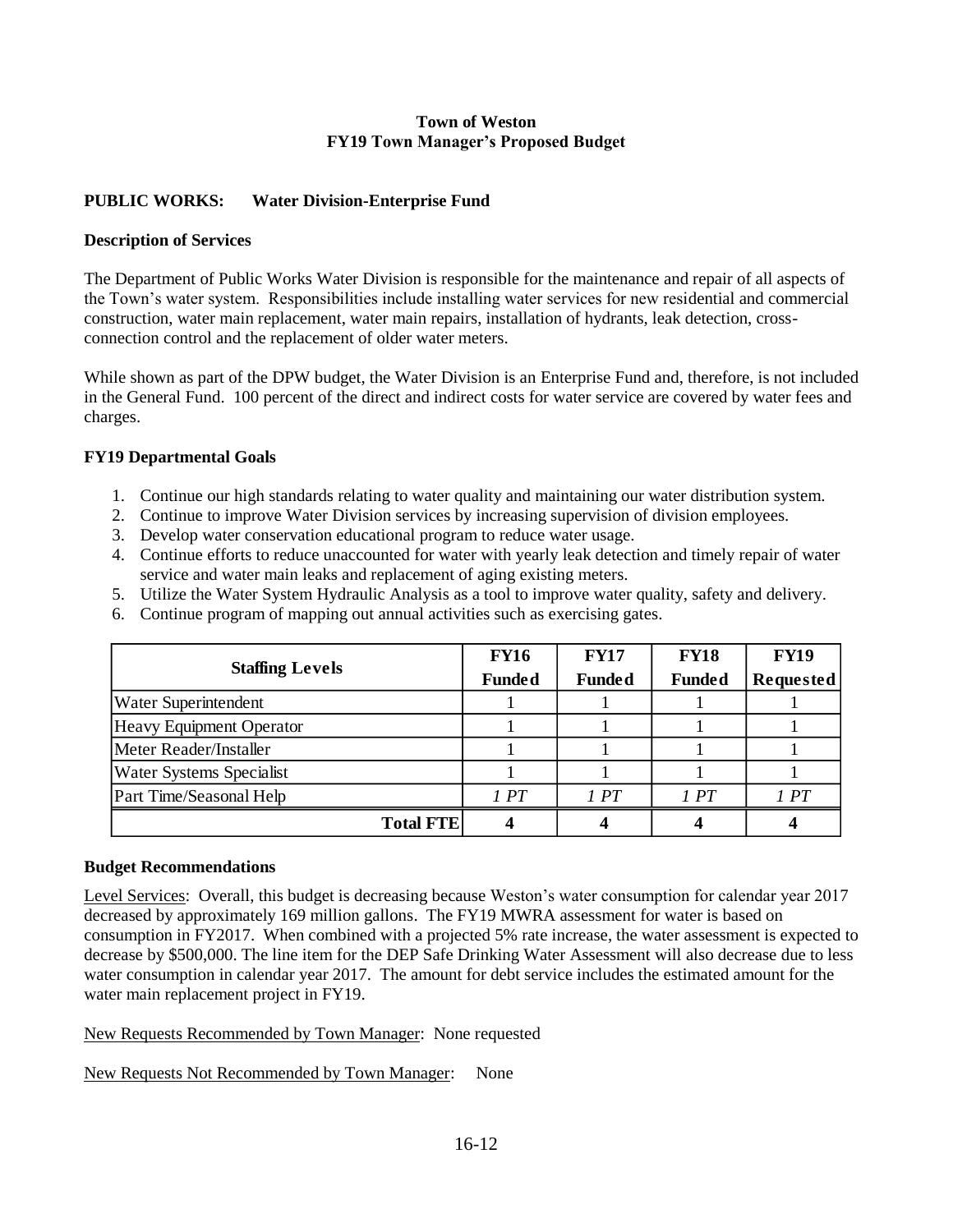**Town of Weston**
**FY19 Town Manager's Proposed Budget**

## PUBLIC WORKS: Water Division-Enterprise Fund

### Description of Services

The Department of Public Works Water Division is responsible for the maintenance and repair of all aspects of the Town's water system. Responsibilities include installing water services for new residential and commercial construction, water main replacement, water main repairs, installation of hydrants, leak detection, cross-connection control and the replacement of older water meters.

While shown as part of the DPW budget, the Water Division is an Enterprise Fund and, therefore, is not included in the General Fund. 100 percent of the direct and indirect costs for water service are covered by water fees and charges.

### FY19 Departmental Goals

1. Continue our high standards relating to water quality and maintaining our water distribution system.
2. Continue to improve Water Division services by increasing supervision of division employees.
3. Develop water conservation educational program to reduce water usage.
4. Continue efforts to reduce unaccounted for water with yearly leak detection and timely repair of water service and water main leaks and replacement of aging existing meters.
5. Utilize the Water System Hydraulic Analysis as a tool to improve water quality, safety and delivery.
6. Continue program of mapping out annual activities such as exercising gates.

| Staffing Levels | FY16 Funded | FY17 Funded | FY18 Funded | FY19 Requested |
|---|---|---|---|---|
| Water Superintendent | 1 | 1 | 1 | 1 |
| Heavy Equipment Operator | 1 | 1 | 1 | 1 |
| Meter Reader/Installer | 1 | 1 | 1 | 1 |
| Water Systems Specialist | 1 | 1 | 1 | 1 |
| Part Time/Seasonal Help | *1 PT* | *1 PT* | *1 PT* | *1 PT* |
| **Total FTE** | **4** | **4** | **4** | **4** |

### Budget Recommendations

Level Services: Overall, this budget is decreasing because Weston's water consumption for calendar year 2017 decreased by approximately 169 million gallons. The FY19 MWRA assessment for water is based on consumption in FY2017. When combined with a projected 5% rate increase, the water assessment is expected to decrease by $500,000. The line item for the DEP Safe Drinking Water Assessment will also decrease due to less water consumption in calendar year 2017. The amount for debt service includes the estimated amount for the water main replacement project in FY19.

New Requests Recommended by Town Manager: None requested

New Requests Not Recommended by Town Manager: None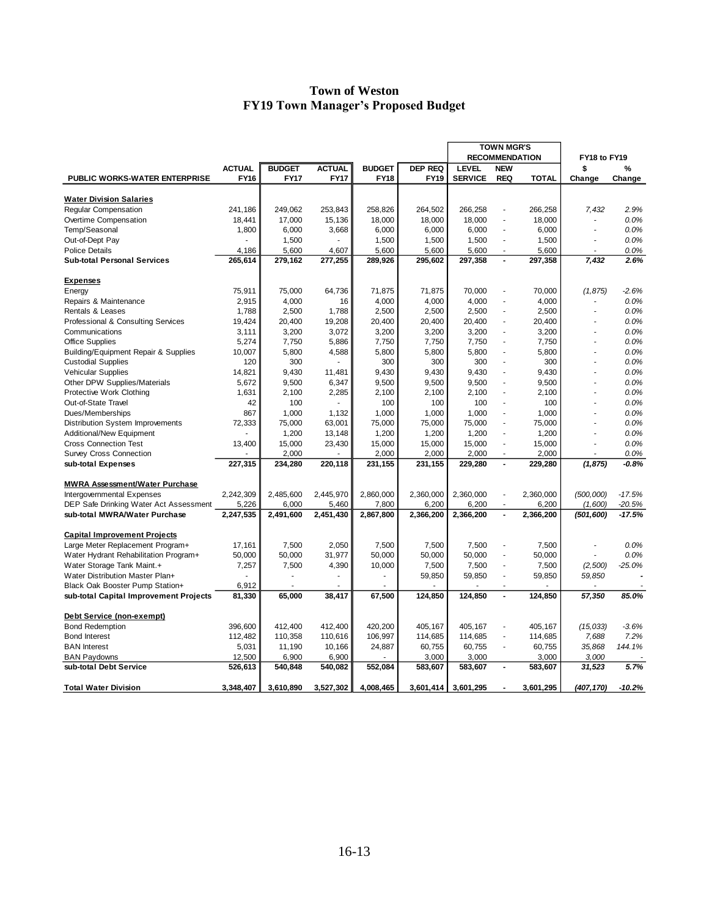# Town of Weston
## FY19 Town Manager's Proposed Budget

| | | | | | | TOWN MGR'S RECOMMENDATION | | | FY18 to FY19 | |
|---|---|---|---|---|---|---|---|---|---|---|
| **PUBLIC WORKS-WATER ENTERPRISE** | **ACTUAL FY16** | **BUDGET FY17** | **ACTUAL FY17** | **BUDGET FY18** | **DEP REQ FY19** | **LEVEL SERVICE** | **NEW REQ** | **TOTAL** | **$ Change** | **% Change** |
| **Water Division Salaries** | | | | | | | | | | |
| Regular Compensation | 241,186 | 249,062 | 253,843 | 258,826 | 264,502 | 266,258 | - | 266,258 | *7,432* | *2.9%* |
| Overtime Compensation | 18,441 | 17,000 | 15,136 | 18,000 | 18,000 | 18,000 | - | 18,000 | - | *0.0%* |
| Temp/Seasonal | 1,800 | 6,000 | 3,668 | 6,000 | 6,000 | 6,000 | - | 6,000 | - | *0.0%* |
| Out-of-Dept Pay | - | 1,500 | - | 1,500 | 1,500 | 1,500 | - | 1,500 | - | *0.0%* |
| Police Details | 4,186 | 5,600 | 4,607 | 5,600 | 5,600 | 5,600 | - | 5,600 | - | *0.0%* |
| **Sub-total Personal Services** | **265,614** | **279,162** | **277,255** | **289,926** | **295,602** | **297,358** | **-** | **297,358** | ***7,432*** | ***2.6%*** |
| **Expenses** | | | | | | | | | | |
| Energy | 75,911 | 75,000 | 64,736 | 71,875 | 71,875 | 70,000 | - | 70,000 | *(1,875)* | *-2.6%* |
| Repairs & Maintenance | 2,915 | 4,000 | 16 | 4,000 | 4,000 | 4,000 | - | 4,000 | - | *0.0%* |
| Rentals & Leases | 1,788 | 2,500 | 1,788 | 2,500 | 2,500 | 2,500 | - | 2,500 | - | *0.0%* |
| Professional & Consulting Services | 19,424 | 20,400 | 19,208 | 20,400 | 20,400 | 20,400 | - | 20,400 | - | *0.0%* |
| Communications | 3,111 | 3,200 | 3,072 | 3,200 | 3,200 | 3,200 | - | 3,200 | - | *0.0%* |
| Office Supplies | 5,274 | 7,750 | 5,886 | 7,750 | 7,750 | 7,750 | - | 7,750 | - | *0.0%* |
| Building/Equipment Repair & Supplies | 10,007 | 5,800 | 4,588 | 5,800 | 5,800 | 5,800 | - | 5,800 | - | *0.0%* |
| Custodial Supplies | 120 | 300 | - | 300 | 300 | 300 | - | 300 | - | *0.0%* |
| Vehicular Supplies | 14,821 | 9,430 | 11,481 | 9,430 | 9,430 | 9,430 | - | 9,430 | - | *0.0%* |
| Other DPW Supplies/Materials | 5,672 | 9,500 | 6,347 | 9,500 | 9,500 | 9,500 | - | 9,500 | - | *0.0%* |
| Protective Work Clothing | 1,631 | 2,100 | 2,285 | 2,100 | 2,100 | 2,100 | - | 2,100 | - | *0.0%* |
| Out-of-State Travel | 42 | 100 | - | 100 | 100 | 100 | - | 100 | - | *0.0%* |
| Dues/Memberships | 867 | 1,000 | 1,132 | 1,000 | 1,000 | 1,000 | - | 1,000 | - | *0.0%* |
| Distribution System Improvements | 72,333 | 75,000 | 63,001 | 75,000 | 75,000 | 75,000 | - | 75,000 | - | *0.0%* |
| Additional/New Equipment | - | 1,200 | 13,148 | 1,200 | 1,200 | 1,200 | - | 1,200 | - | *0.0%* |
| Cross Connection Test | 13,400 | 15,000 | 23,430 | 15,000 | 15,000 | 15,000 | - | 15,000 | - | *0.0%* |
| Survey Cross Connection | - | 2,000 | - | 2,000 | 2,000 | 2,000 | - | 2,000 | - | *0.0%* |
| **sub-total Expenses** | **227,315** | **234,280** | **220,118** | **231,155** | **231,155** | **229,280** | **-** | **229,280** | ***(1,875)*** | ***-0.8%*** |
| **MWRA Assessment/Water Purchase** | | | | | | | | | | |
| Intergovernmental Expenses | 2,242,309 | 2,485,600 | 2,445,970 | 2,860,000 | 2,360,000 | 2,360,000 | - | 2,360,000 | *(500,000)* | *-17.5%* |
| DEP Safe Drinking Water Act Assessment | 5,226 | 6,000 | 5,460 | 7,800 | 6,200 | 6,200 | - | 6,200 | *(1,600)* | *-20.5%* |
| **sub-total MWRA/Water Purchase** | **2,247,535** | **2,491,600** | **2,451,430** | **2,867,800** | **2,366,200** | **2,366,200** | **-** | **2,366,200** | ***(501,600)*** | ***-17.5%*** |
| **Capital Improvement Projects** | | | | | | | | | | |
| Large Meter Replacement Program+ | 17,161 | 7,500 | 2,050 | 7,500 | 7,500 | 7,500 | - | 7,500 | - | *0.0%* |
| Water Hydrant Rehabilitation Program+ | 50,000 | 50,000 | 31,977 | 50,000 | 50,000 | 50,000 | - | 50,000 | - | *0.0%* |
| Water Storage Tank Maint.+ | 7,257 | 7,500 | 4,390 | 10,000 | 7,500 | 7,500 | - | 7,500 | *(2,500)* | *-25.0%* |
| Water Distribution Master Plan+ | - | - | - | - | 59,850 | 59,850 | - | 59,850 | *59,850* | - |
| Black Oak Booster Pump Station+ | 6,912 | - | - | - | - | - | - | - | - | - |
| **sub-total Capital Improvement Projects** | **81,330** | **65,000** | **38,417** | **67,500** | **124,850** | **124,850** | **-** | **124,850** | ***57,350*** | ***85.0%*** |
| **Debt Service (non-exempt)** | | | | | | | | | | |
| Bond Redemption | 396,600 | 412,400 | 412,400 | 420,200 | 405,167 | 405,167 | - | 405,167 | *(15,033)* | *-3.6%* |
| Bond Interest | 112,482 | 110,358 | 110,616 | 106,997 | 114,685 | 114,685 | - | 114,685 | *7,688* | *7.2%* |
| BAN Interest | 5,031 | 11,190 | 10,166 | 24,887 | 60,755 | 60,755 | - | 60,755 | *35,868* | *144.1%* |
| BAN Paydowns | 12,500 | 6,900 | 6,900 | - | 3,000 | 3,000 | - | 3,000 | *3,000* | - |
| **sub-total Debt Service** | **526,613** | **540,848** | **540,082** | **552,084** | **583,607** | **583,607** | **-** | **583,607** | ***31,523*** | ***5.7%*** |
| **Total Water Division** | **3,348,407** | **3,610,890** | **3,527,302** | **4,008,465** | **3,601,414** | **3,601,295** | **-** | **3,601,295** | ***(407,170)*** | ***-10.2%*** |